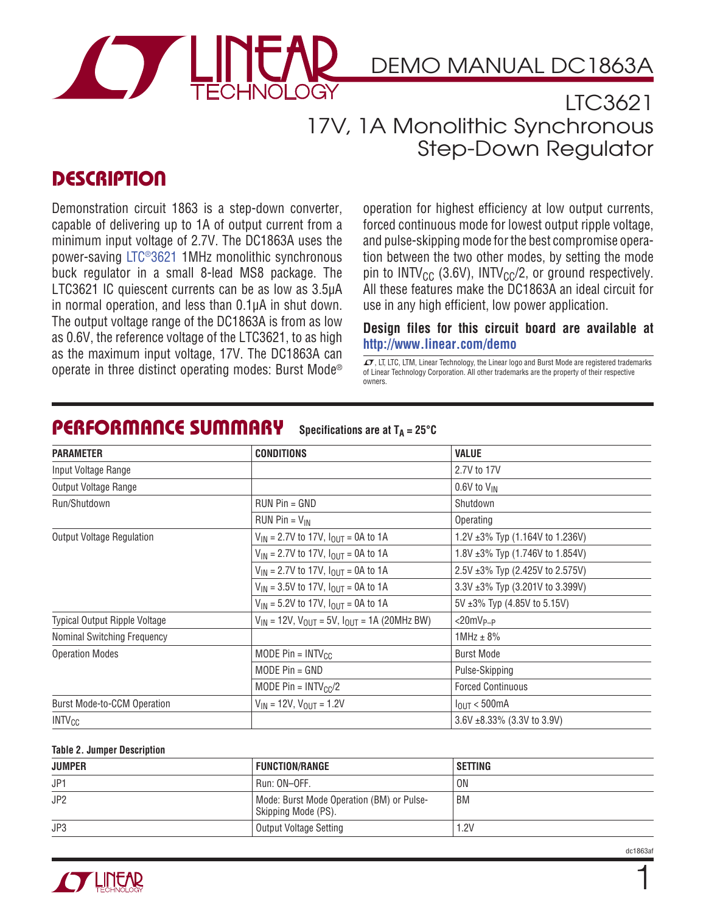# DEMO MANUAL DC1863A

## LTC3621 17V, 1A Monolithic Synchronous Step-Down Regulator

## DESCRIPTION

Demonstration circuit 1863 is a step-down converter, capable of delivering up to 1A of output current from a minimum input voltage of 2.7V. The DC1863A uses the power-saving LTC®3621 1MHz monolithic synchronous buck regulator in a small 8-lead MS8 package. The LTC3621 IC quiescent currents can be as low as 3.5μA in normal operation, and less than 0.1μA in shut down. The output voltage range of the DC1863A is from as low as 0.6V, the reference voltage of the LTC3621, to as high as the maximum input voltage, 17V. The DC1863A can operate in three distinct operating modes: Burst Mode® operation for highest efficiency at low output currents, forced continuous mode for lowest output ripple voltage, and pulse-skipping mode for the best compromise operation between the two other modes, by setting the mode pin to $INTV_{CC}$ (3.6V), $INTV_{CC}/2$, or ground respectively. All these features make the DC1863A an ideal circuit for use in any high efficient, low power application.

**Design files for this circuit board are available at http://www.linear.com/demo**

LT, LTC, LTM, Linear Technology, the Linear logo and Burst Mode are registered trademarks of Linear Technology Corporation. All other trademarks are the property of their respective owners.

## PERFORMANCE SUMMARY Specifications are at $T_A = 25°C$

| PARAMETER | CONDITIONS | VALUE |
|---|---|---|
| Input Voltage Range | | 2.7V to 17V |
| Output Voltage Range | | 0.6V to $V_{IN}$ |
| Run/Shutdown | RUN Pin = GND | Shutdown |
| | RUN Pin = $V_{IN}$ | Operating |
| Output Voltage Regulation | $V_{IN}$ = 2.7V to 17V, $I_{OUT}$ = 0A to 1A | 1.2V ±3% Typ (1.164V to 1.236V) |
| | $V_{IN}$ = 2.7V to 17V, $I_{OUT}$ = 0A to 1A | 1.8V ±3% Typ (1.746V to 1.854V) |
| | $V_{IN}$ = 2.7V to 17V, $I_{OUT}$ = 0A to 1A | 2.5V ±3% Typ (2.425V to 2.575V) |
| | $V_{IN}$ = 3.5V to 17V, $I_{OUT}$ = 0A to 1A | 3.3V ±3% Typ (3.201V to 3.399V) |
| | $V_{IN}$ = 5.2V to 17V, $I_{OUT}$ = 0A to 1A | 5V ±3% Typ (4.85V to 5.15V) |
| Typical Output Ripple Voltage | $V_{IN}$ = 12V, $V_{OUT}$ = 5V, $I_{OUT}$ = 1A (20MHz BW) | <20mV$_{P-P}$ |
| Nominal Switching Frequency | | 1MHz ± 8% |
| Operation Modes | MODE Pin = $INTV_{CC}$ | Burst Mode |
| | MODE Pin = GND | Pulse-Skipping |
| | MODE Pin = $INTV_{CC}/2$ | Forced Continuous |
| Burst Mode-to-CCM Operation | $V_{IN}$ = 12V, $V_{OUT}$ = 1.2V | $I_{OUT}$ < 500mA |
| $INTV_{CC}$ | | 3.6V ±8.33% (3.3V to 3.9V) |

**Table 2. Jumper Description**

| JUMPER | FUNCTION/RANGE | SETTING |
|---|---|---|
| JP1 | Run: ON–OFF. | ON |
| JP2 | Mode: Burst Mode Operation (BM) or Pulse-Skipping Mode (PS). | BM |
| JP3 | Output Voltage Setting | 1.2V |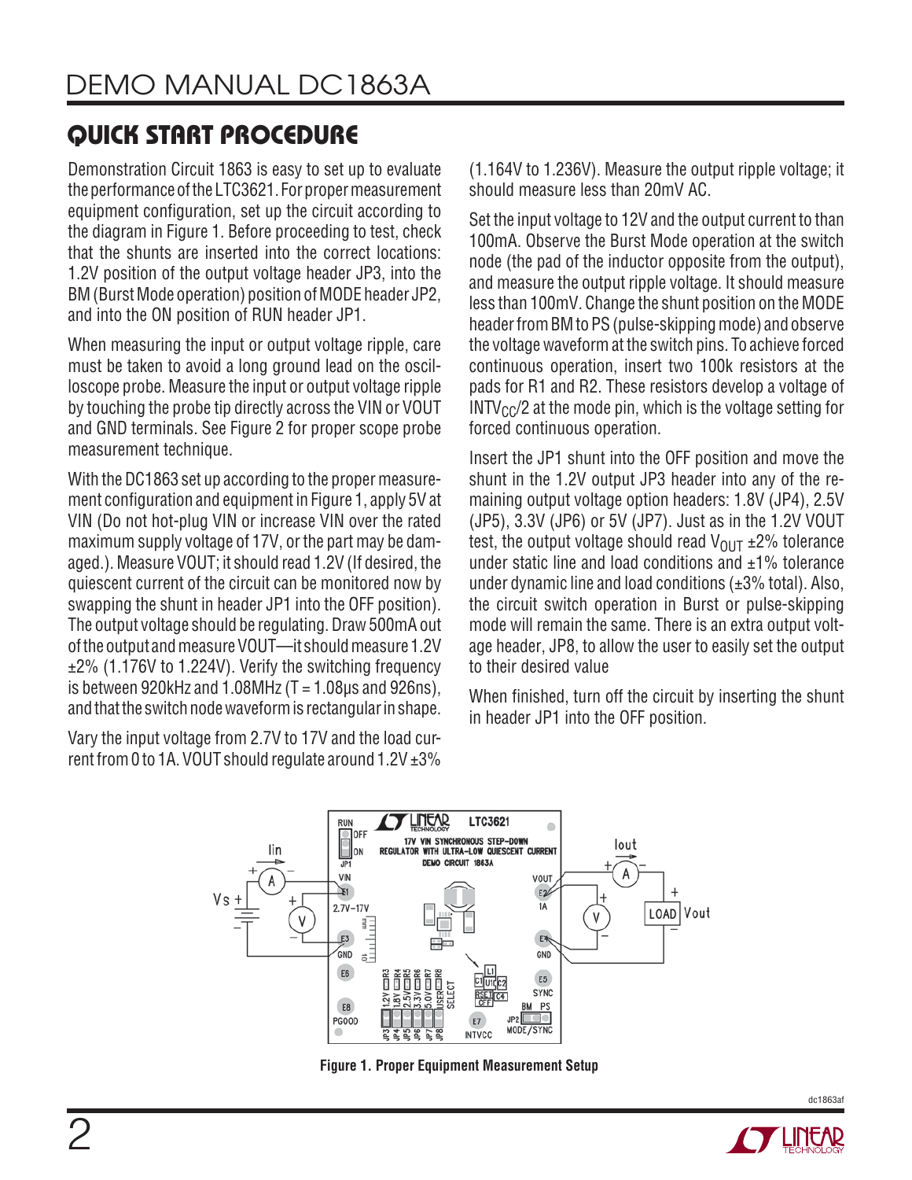## QUICK START PROCEDURE

Demonstration Circuit 1863 is easy to set up to evaluate the performance of the LTC3621. For proper measurement equipment configuration, set up the circuit according to the diagram in Figure 1. Before proceeding to test, check that the shunts are inserted into the correct locations: 1.2V position of the output voltage header JP3, into the BM (Burst Mode operation) position of MODE header JP2, and into the ON position of RUN header JP1.

When measuring the input or output voltage ripple, care must be taken to avoid a long ground lead on the oscilloscope probe. Measure the input or output voltage ripple by touching the probe tip directly across the VIN or VOUT and GND terminals. See Figure 2 for proper scope probe measurement technique.

With the DC1863 set up according to the proper measurement configuration and equipment in Figure 1, apply 5V at VIN (Do not hot-plug VIN or increase VIN over the rated maximum supply voltage of 17V, or the part may be damaged.). Measure VOUT; it should read 1.2V (If desired, the quiescent current of the circuit can be monitored now by swapping the shunt in header JP1 into the OFF position). The output voltage should be regulating. Draw 500mA out of the output and measure VOUT—it should measure 1.2V ±2% (1.176V to 1.224V). Verify the switching frequency is between 920kHz and 1.08MHz (T = 1.08µs and 926ns), and that the switch node waveform is rectangular in shape.

Vary the input voltage from 2.7V to 17V and the load current from 0 to 1A. VOUT should regulate around 1.2V ±3% (1.164V to 1.236V). Measure the output ripple voltage; it should measure less than 20mV AC.

Set the input voltage to 12V and the output current to than 100mA. Observe the Burst Mode operation at the switch node (the pad of the inductor opposite from the output), and measure the output ripple voltage. It should measure less than 100mV. Change the shunt position on the MODE header from BM to PS (pulse-skipping mode) and observe the voltage waveform at the switch pins. To achieve forced continuous operation, insert two 100k resistors at the pads for R1 and R2. These resistors develop a voltage of $INTV_{CC}/2$ at the mode pin, which is the voltage setting for forced continuous operation.

Insert the JP1 shunt into the OFF position and move the shunt in the 1.2V output JP3 header into any of the remaining output voltage option headers: 1.8V (JP4), 2.5V (JP5), 3.3V (JP6) or 5V (JP7). Just as in the 1.2V VOUT test, the output voltage should read $V_{OUT}$ ±2% tolerance under static line and load conditions and ±1% tolerance under dynamic line and load conditions (±3% total). Also, the circuit switch operation in Burst or pulse-skipping mode will remain the same. There is an extra output voltage header, JP8, to allow the user to easily set the output to their desired value

When finished, turn off the circuit by inserting the shunt in header JP1 into the OFF position.

**Figure 1. Proper Equipment Measurement Setup**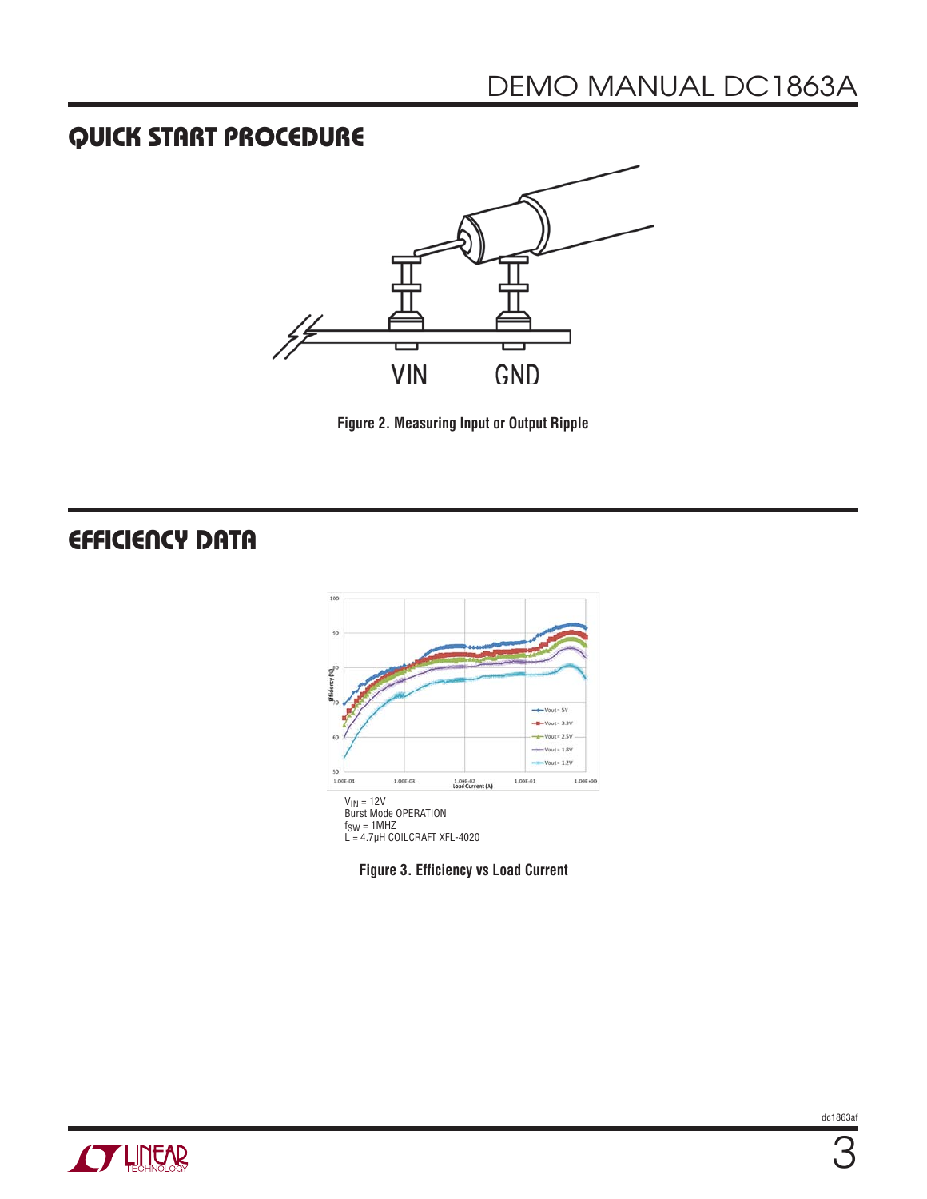## QUICK START PROCEDURE

Figure 2. Measuring Input or Output Ripple

## EFFICIENCY DATA

$V_{IN}$ = 12V
Burst Mode OPERATION
$f_{SW}$ = 1MHZ
L = 4.7µH COILCRAFT XFL-4020

Figure 3. Efficiency vs Load Current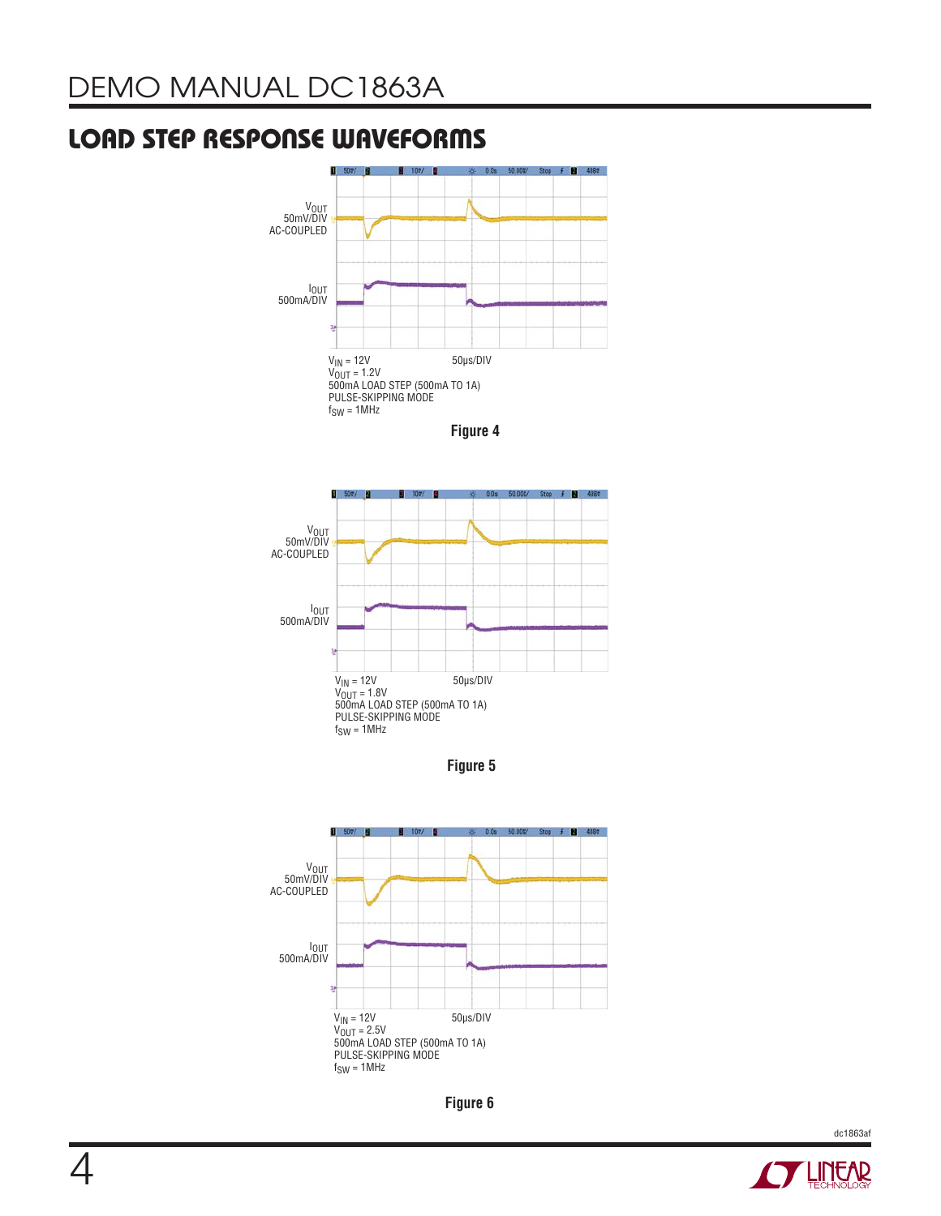## LOAD STEP RESPONSE WAVEFORMS

$V_{OUT}$ 50mV/DIV AC-COUPLED

$I_{OUT}$ 500mA/DIV

$V_{IN}$ = 12V 50μs/DIV
$V_{OUT}$ = 1.2V
500mA LOAD STEP (500mA TO 1A)
PULSE-SKIPPING MODE
$f_{SW}$ = 1MHz

**Figure 4**

$V_{OUT}$ 50mV/DIV AC-COUPLED

$I_{OUT}$ 500mA/DIV

$V_{IN}$ = 12V 50μs/DIV
$V_{OUT}$ = 1.8V
500mA LOAD STEP (500mA TO 1A)
PULSE-SKIPPING MODE
$f_{SW}$ = 1MHz

**Figure 5**

$V_{OUT}$ 50mV/DIV AC-COUPLED

$I_{OUT}$ 500mA/DIV

$V_{IN}$ = 12V 50μs/DIV
$V_{OUT}$ = 2.5V
500mA LOAD STEP (500mA TO 1A)
PULSE-SKIPPING MODE
$f_{SW}$ = 1MHz

**Figure 6**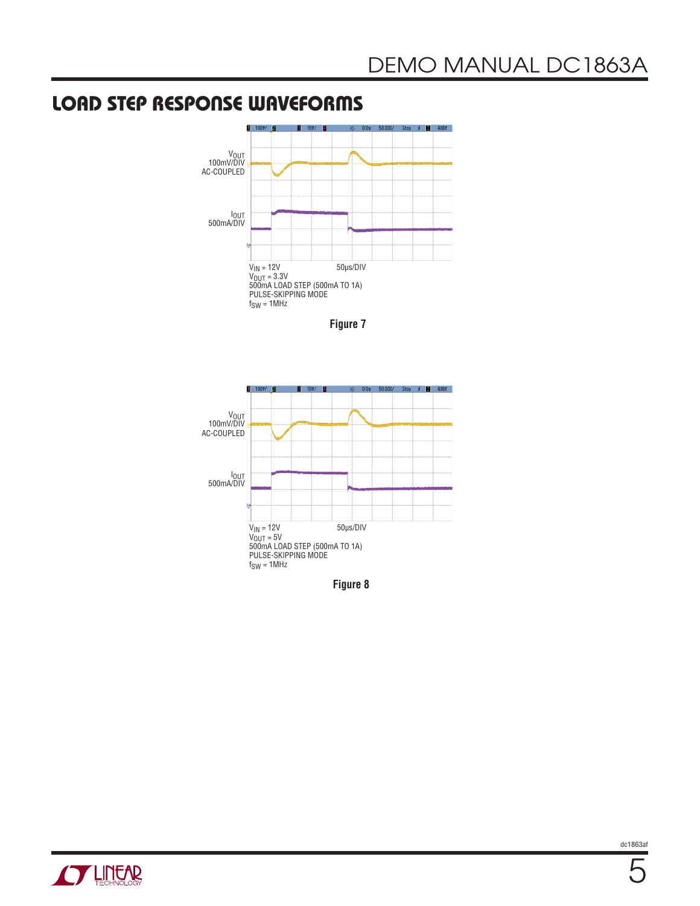## LOAD STEP RESPONSE WAVEFORMS

$V_{OUT}$ 100mV/DIV AC-COUPLED

$I_{OUT}$ 500mA/DIV

$V_{IN}$ = 12V 50µs/DIV
$V_{OUT}$ = 3.3V
500mA LOAD STEP (500mA TO 1A)
PULSE-SKIPPING MODE
$f_{SW}$ = 1MHz

**Figure 7**

$V_{OUT}$ 100mV/DIV AC-COUPLED

$I_{OUT}$ 500mA/DIV

$V_{IN}$ = 12V 50µs/DIV
$V_{OUT}$ = 5V
500mA LOAD STEP (500mA TO 1A)
PULSE-SKIPPING MODE
$f_{SW}$ = 1MHz

**Figure 8**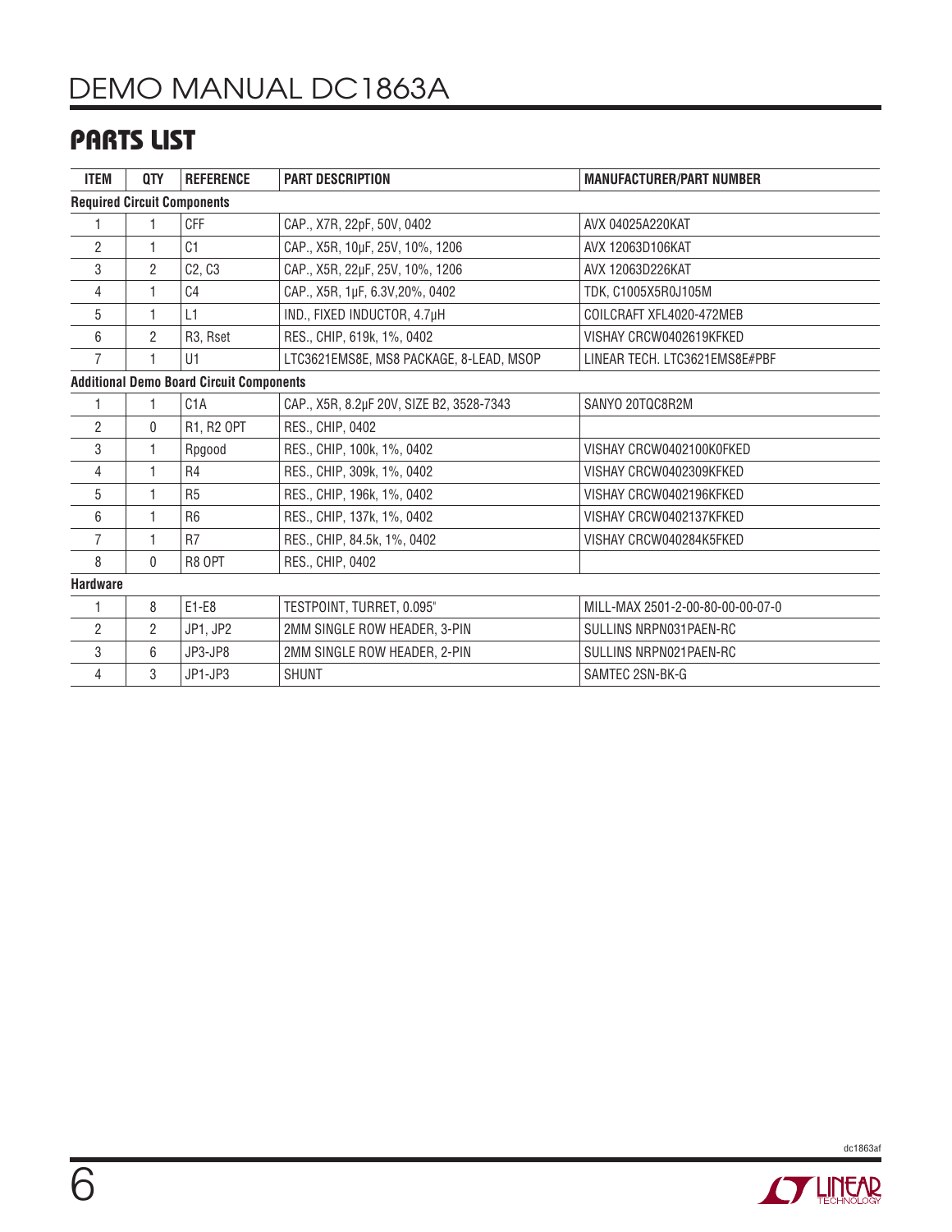## PARTS LIST

| ITEM | QTY | REFERENCE | PART DESCRIPTION | MANUFACTURER/PART NUMBER |
|---|---|---|---|---|
| **Required Circuit Components** | | | | |
| 1 | 1 | CFF | CAP., X7R, 22pF, 50V, 0402 | AVX 04025A220KAT |
| 2 | 1 | C1 | CAP., X5R, 10µF, 25V, 10%, 1206 | AVX 12063D106KAT |
| 3 | 2 | C2, C3 | CAP., X5R, 22µF, 25V, 10%, 1206 | AVX 12063D226KAT |
| 4 | 1 | C4 | CAP., X5R, 1µF, 6.3V,20%, 0402 | TDK, C1005X5R0J105M |
| 5 | 1 | L1 | IND., FIXED INDUCTOR, 4.7µH | COILCRAFT XFL4020-472MEB |
| 6 | 2 | R3, Rset | RES., CHIP, 619k, 1%, 0402 | VISHAY CRCW0402619KFKED |
| 7 | 1 | U1 | LTC3621EMS8E, MS8 PACKAGE, 8-LEAD, MSOP | LINEAR TECH. LTC3621EMS8E#PBF |
| **Additional Demo Board Circuit Components** | | | | |
| 1 | 1 | C1A | CAP., X5R, 8.2µF 20V, SIZE B2, 3528-7343 | SANYO 20TQC8R2M |
| 2 | 0 | R1, R2 OPT | RES., CHIP, 0402 | |
| 3 | 1 | Rpgood | RES., CHIP, 100k, 1%, 0402 | VISHAY CRCW0402100K0FKED |
| 4 | 1 | R4 | RES., CHIP, 309k, 1%, 0402 | VISHAY CRCW0402309KFKED |
| 5 | 1 | R5 | RES., CHIP, 196k, 1%, 0402 | VISHAY CRCW0402196KFKED |
| 6 | 1 | R6 | RES., CHIP, 137k, 1%, 0402 | VISHAY CRCW0402137KFKED |
| 7 | 1 | R7 | RES., CHIP, 84.5k, 1%, 0402 | VISHAY CRCW040284K5FKED |
| 8 | 0 | R8 OPT | RES., CHIP, 0402 | |
| **Hardware** | | | | |
| 1 | 8 | E1-E8 | TESTPOINT, TURRET, 0.095" | MILL-MAX 2501-2-00-80-00-00-07-0 |
| 2 | 2 | JP1, JP2 | 2MM SINGLE ROW HEADER, 3-PIN | SULLINS NRPN031PAEN-RC |
| 3 | 6 | JP3-JP8 | 2MM SINGLE ROW HEADER, 2-PIN | SULLINS NRPN021PAEN-RC |
| 4 | 3 | JP1-JP3 | SHUNT | SAMTEC 2SN-BK-G |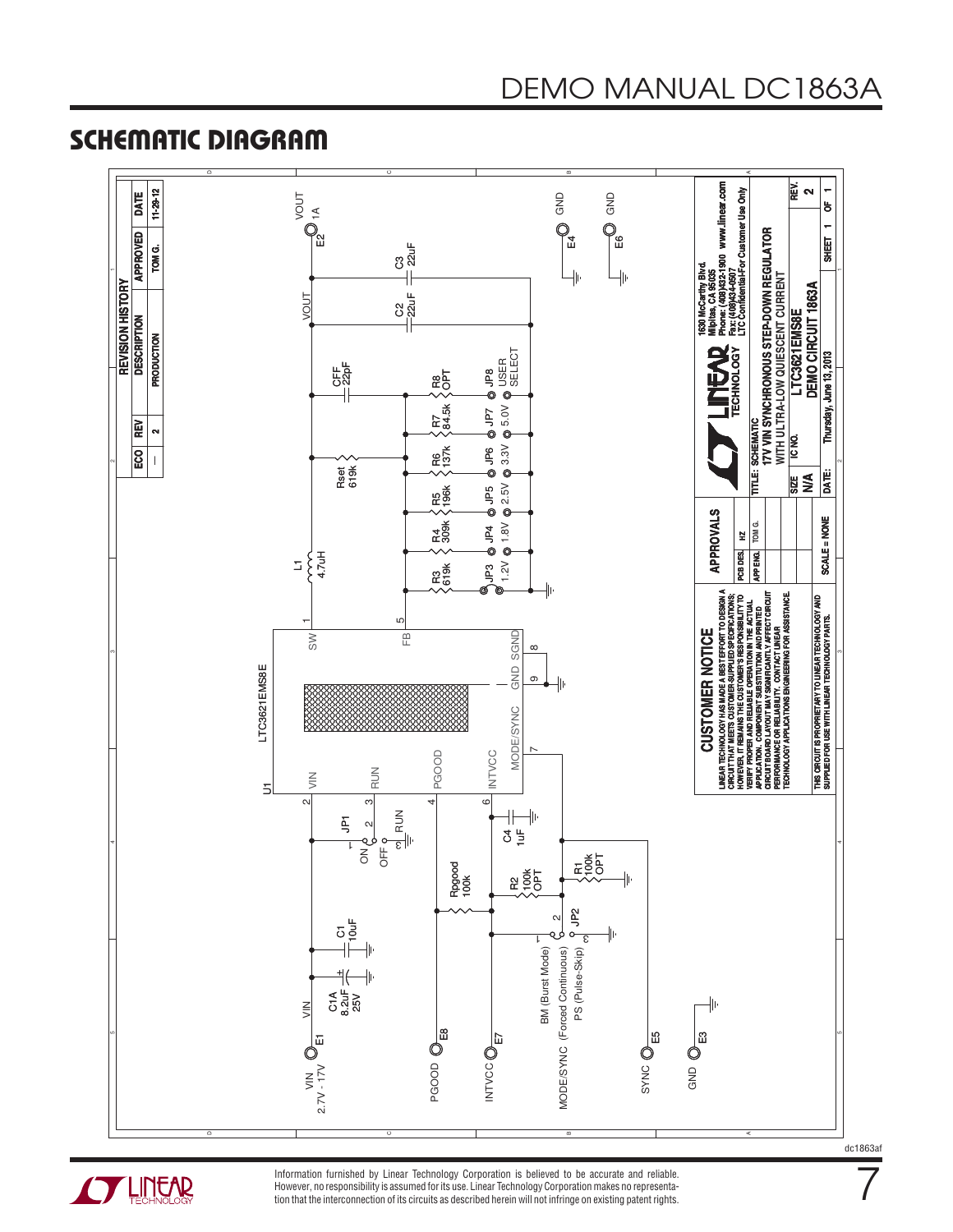## SCHEMATIC DIAGRAM

**REVISION HISTORY**

| ECO | REV | DESCRIPTION | APPROVED | DATE |
|---|---|---|---|---|
| — | 2 | PRODUCTION | TOM G. | 11-29-12 |

U1 LTC3621EMS8E

VIN 2.7V - 17V E1; VIN; C1A 8.2uF 25V; C1 10uF; JP1 ON / OFF RUN; Rpgood 100k; PGOOD E8; INTVCC E7; C4 1uF; R2 100k OPT; R1 100k OPT; JP2 BM (Burst Mode) MODE/SYNC (Forced Continuous) PS (Pulse-Skip); MODE/SYNC; SYNC E5; GND E3

Pins: 1 SW, 2 VIN, 3 RUN, 4 PGOOD, 5 FB, 6 INTVCC, 7 MODE/SYNC, 8 SGND, 9 GND

L1 4.7uH; VOUT; CFF 22pF; Rset 619k; C2 22uF; C3 22uF; VOUT 1A E2; GND E4; GND E6

R3 619k JP3 1.2V; R4 309k JP4 1.8V; R5 196k JP5 2.5V; R6 137k JP6 3.3V; R7 84.5k JP7 5.0V; R8 OPT JP8 USER SELECT

**CUSTOMER NOTICE**

LINEAR TECHNOLOGY HAS MADE A BEST EFFORT TO DESIGN A CIRCUIT THAT MEETS CUSTOMER-SUPPLIED SPECIFICATIONS; HOWEVER, IT REMAINS THE CUSTOMER'S RESPONSIBILITY TO VERIFY PROPER AND RELIABLE OPERATION IN THE ACTUAL APPLICATION. COMPONENT SUBSTITUTION AND PRINTED CIRCUIT BOARD LAYOUT MAY SIGNIFICANTLY AFFECT CIRCUIT PERFORMANCE OR RELIABILITY. CONTACT LINEAR TECHNOLOGY APPLICATIONS ENGINEERING FOR ASSISTANCE.

THIS CIRCUIT IS PROPRIETARY TO LINEAR TECHNOLOGY AND SUPPLIED FOR USE WITH LINEAR TECHNOLOGY PARTS.

**APPROVALS**: PCB DES. HZ; APP ENG. TOM G.; SCALE = NONE

LINEAR TECHNOLOGY, 1630 McCarthy Blvd. Milpitas, CA 95035, Phone: (408)432-1900 www.linear.com, Fax: (408)434-0507, LTC Confidential-For Customer Use Only

TITLE: SCHEMATIC 17V VIN SYNCHRONOUS STEP-DOWN REGULATOR WITH ULTRA-LOW QUIESCENT CURRENT

SIZE N/A; IC NO. LTC3621EMS8E; DEMO CIRCUIT 1863A; REV. 2

DATE: Thursday, June 13, 2013; SHEET 1 OF 1

Information furnished by Linear Technology Corporation is believed to be accurate and reliable. However, no responsibility is assumed for its use. Linear Technology Corporation makes no representation that the interconnection of its circuits as described herein will not infringe on existing patent rights.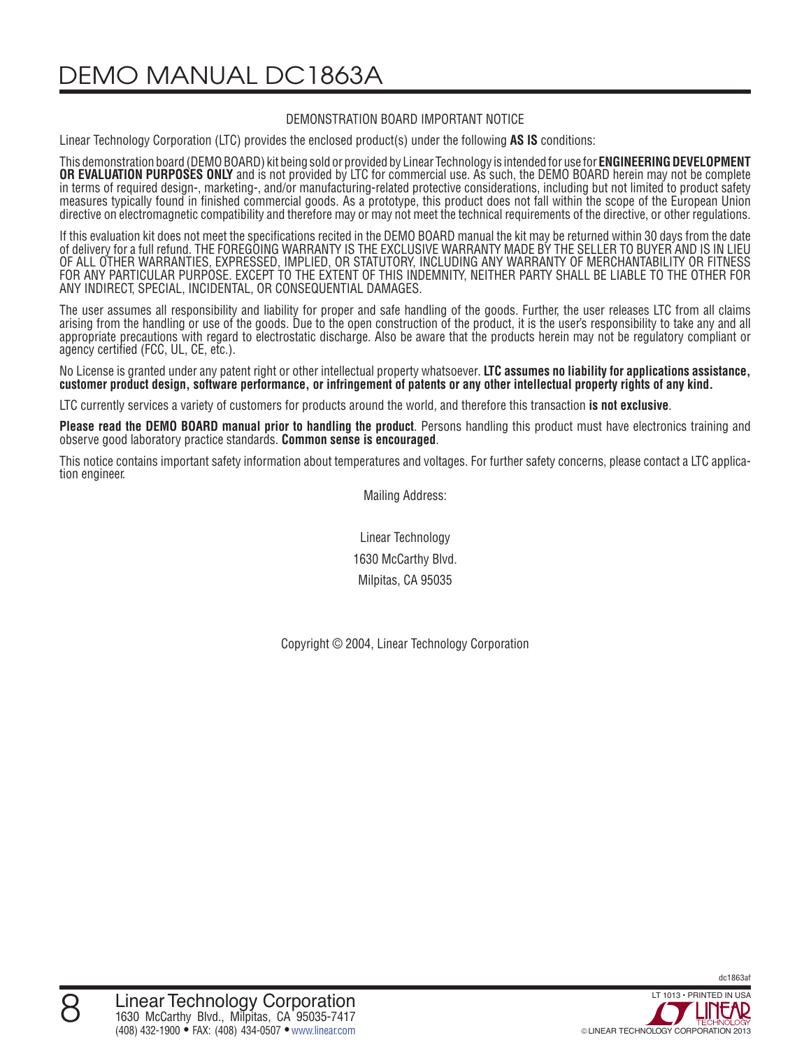DEMONSTRATION BOARD IMPORTANT NOTICE

Linear Technology Corporation (LTC) provides the enclosed product(s) under the following **AS IS** conditions:

This demonstration board (DEMO BOARD) kit being sold or provided by Linear Technology is intended for use for **ENGINEERING DEVELOPMENT OR EVALUATION PURPOSES ONLY** and is not provided by LTC for commercial use. As such, the DEMO BOARD herein may not be complete in terms of required design-, marketing-, and/or manufacturing-related protective considerations, including but not limited to product safety measures typically found in finished commercial goods. As a prototype, this product does not fall within the scope of the European Union directive on electromagnetic compatibility and therefore may or may not meet the technical requirements of the directive, or other regulations.

If this evaluation kit does not meet the specifications recited in the DEMO BOARD manual the kit may be returned within 30 days from the date of delivery for a full refund. THE FOREGOING WARRANTY IS THE EXCLUSIVE WARRANTY MADE BY THE SELLER TO BUYER AND IS IN LIEU OF ALL OTHER WARRANTIES, EXPRESSED, IMPLIED, OR STATUTORY, INCLUDING ANY WARRANTY OF MERCHANTABILITY OR FITNESS FOR ANY PARTICULAR PURPOSE. EXCEPT TO THE EXTENT OF THIS INDEMNITY, NEITHER PARTY SHALL BE LIABLE TO THE OTHER FOR ANY INDIRECT, SPECIAL, INCIDENTAL, OR CONSEQUENTIAL DAMAGES.

The user assumes all responsibility and liability for proper and safe handling of the goods. Further, the user releases LTC from all claims arising from the handling or use of the goods. Due to the open construction of the product, it is the user's responsibility to take any and all appropriate precautions with regard to electrostatic discharge. Also be aware that the products herein may not be regulatory compliant or agency certified (FCC, UL, CE, etc.).

No License is granted under any patent right or other intellectual property whatsoever. **LTC assumes no liability for applications assistance, customer product design, software performance, or infringement of patents or any other intellectual property rights of any kind.**

LTC currently services a variety of customers for products around the world, and therefore this transaction **is not exclusive**.

**Please read the DEMO BOARD manual prior to handling the product**. Persons handling this product must have electronics training and observe good laboratory practice standards. **Common sense is encouraged**.

This notice contains important safety information about temperatures and voltages. For further safety concerns, please contact a LTC application engineer.

Mailing Address:

Linear Technology
1630 McCarthy Blvd.
Milpitas, CA 95035

Copyright © 2004, Linear Technology Corporation

Linear Technology Corporation
1630 McCarthy Blvd., Milpitas, CA 95035-7417
(408) 432-1900 • FAX: (408) 434-0507 • www.linear.com

LT 1013 • PRINTED IN USA
© LINEAR TECHNOLOGY CORPORATION 2013